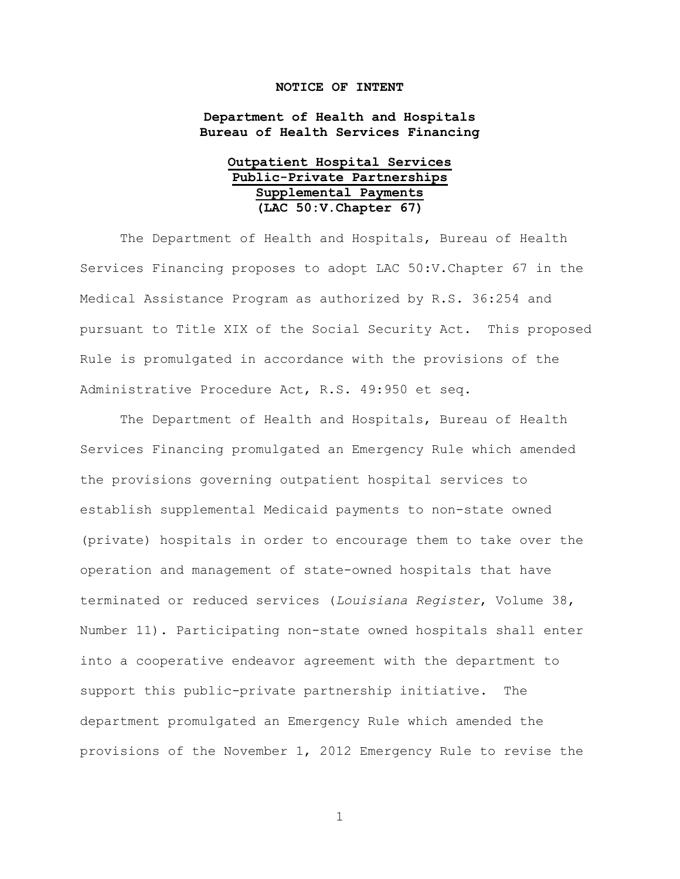**NOTICE OF INTENT**

**Department of Health and Hospitals**
**Bureau of Health Services Financing**

**Outpatient Hospital Services**
**Public-Private Partnerships**
**Supplemental Payments**
**(LAC 50:V.Chapter 67)**

The Department of Health and Hospitals, Bureau of Health Services Financing proposes to adopt LAC 50:V.Chapter 67 in the Medical Assistance Program as authorized by R.S. 36:254 and pursuant to Title XIX of the Social Security Act. This proposed Rule is promulgated in accordance with the provisions of the Administrative Procedure Act, R.S. 49:950 et seq.

The Department of Health and Hospitals, Bureau of Health Services Financing promulgated an Emergency Rule which amended the provisions governing outpatient hospital services to establish supplemental Medicaid payments to non-state owned (private) hospitals in order to encourage them to take over the operation and management of state-owned hospitals that have terminated or reduced services (*Louisiana Register*, Volume 38, Number 11). Participating non-state owned hospitals shall enter into a cooperative endeavor agreement with the department to support this public-private partnership initiative. The department promulgated an Emergency Rule which amended the provisions of the November 1, 2012 Emergency Rule to revise the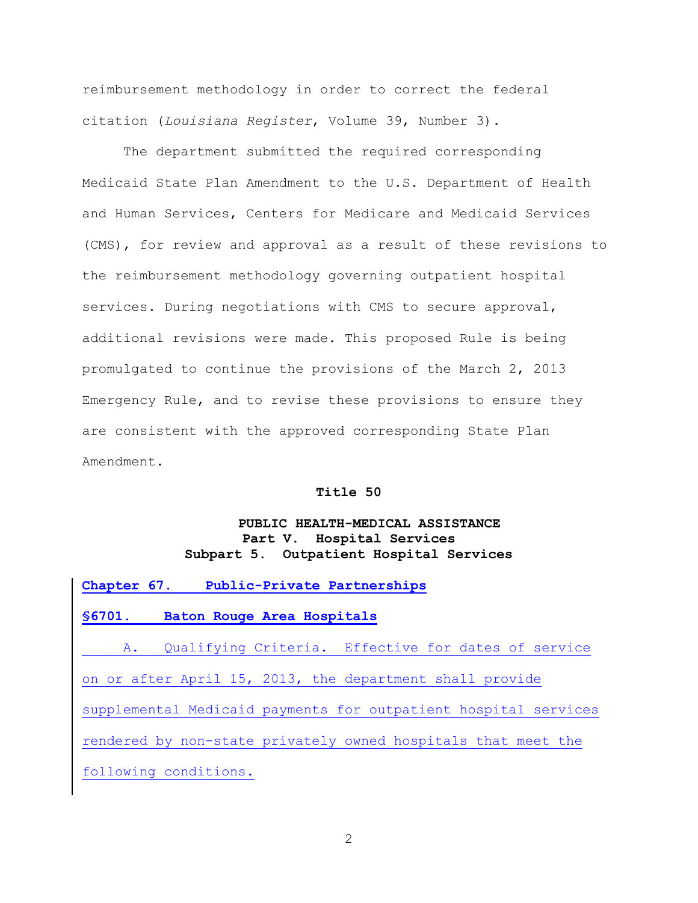reimbursement methodology in order to correct the federal citation (*Louisiana Register*, Volume 39, Number 3).

The department submitted the required corresponding Medicaid State Plan Amendment to the U.S. Department of Health and Human Services, Centers for Medicare and Medicaid Services (CMS), for review and approval as a result of these revisions to the reimbursement methodology governing outpatient hospital services. During negotiations with CMS to secure approval, additional revisions were made. This proposed Rule is being promulgated to continue the provisions of the March 2, 2013 Emergency Rule, and to revise these provisions to ensure they are consistent with the approved corresponding State Plan Amendment.

**Title 50**

**PUBLIC HEALTH-MEDICAL ASSISTANCE**
**Part V. Hospital Services**
**Subpart 5. Outpatient Hospital Services**

**Chapter 67. Public-Private Partnerships**

**§6701. Baton Rouge Area Hospitals**

A. Qualifying Criteria. Effective for dates of service on or after April 15, 2013, the department shall provide supplemental Medicaid payments for outpatient hospital services rendered by non-state privately owned hospitals that meet the following conditions.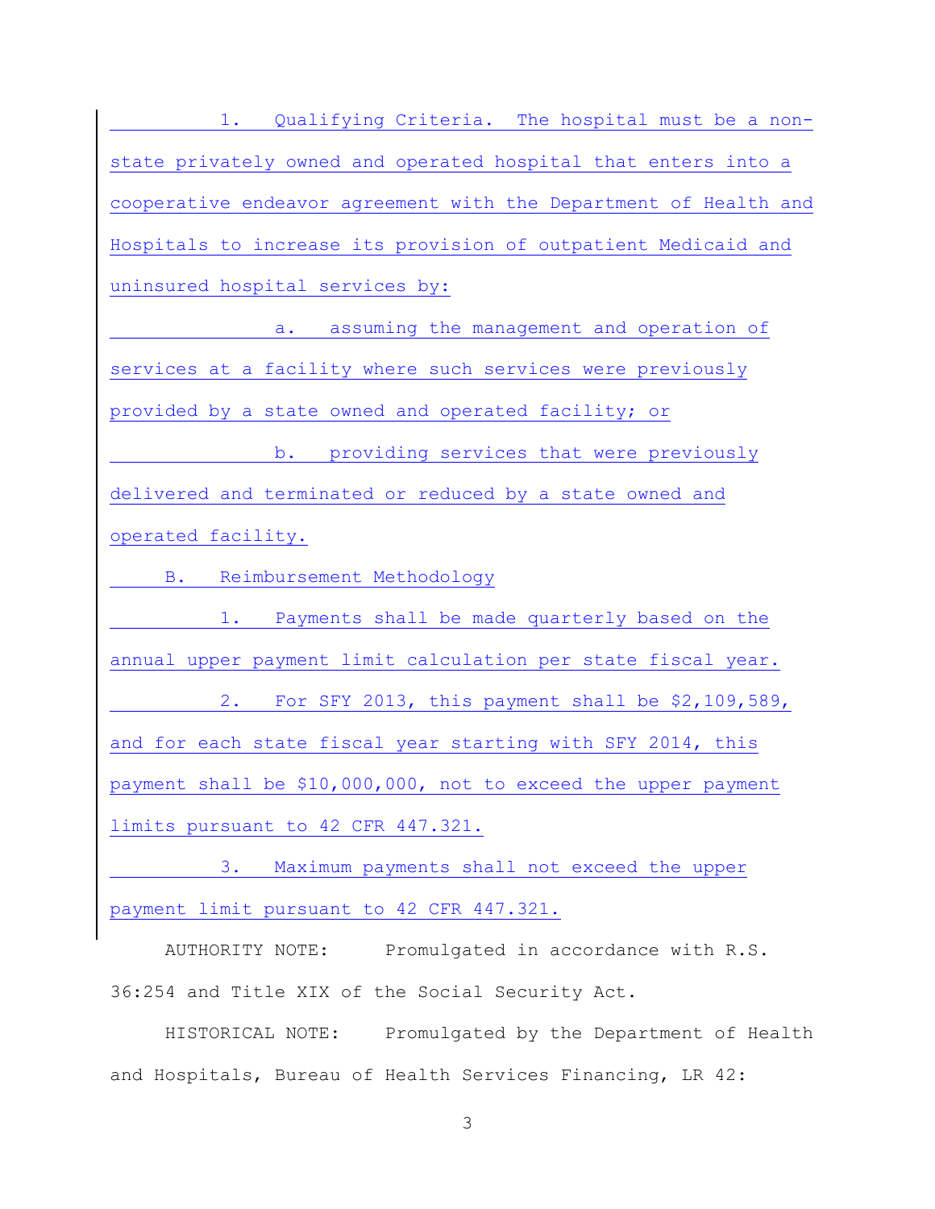1. Qualifying Criteria. The hospital must be a non-state privately owned and operated hospital that enters into a cooperative endeavor agreement with the Department of Health and Hospitals to increase its provision of outpatient Medicaid and uninsured hospital services by:

   a. assuming the management and operation of services at a facility where such services were previously provided by a state owned and operated facility; or

   b. providing services that were previously delivered and terminated or reduced by a state owned and operated facility.

B. Reimbursement Methodology

1. Payments shall be made quarterly based on the annual upper payment limit calculation per state fiscal year.

2. For SFY 2013, this payment shall be $2,109,589, and for each state fiscal year starting with SFY 2014, this payment shall be $10,000,000, not to exceed the upper payment limits pursuant to 42 CFR 447.321.

3. Maximum payments shall not exceed the upper payment limit pursuant to 42 CFR 447.321.

AUTHORITY NOTE: Promulgated in accordance with R.S. 36:254 and Title XIX of the Social Security Act.

HISTORICAL NOTE: Promulgated by the Department of Health and Hospitals, Bureau of Health Services Financing, LR 42: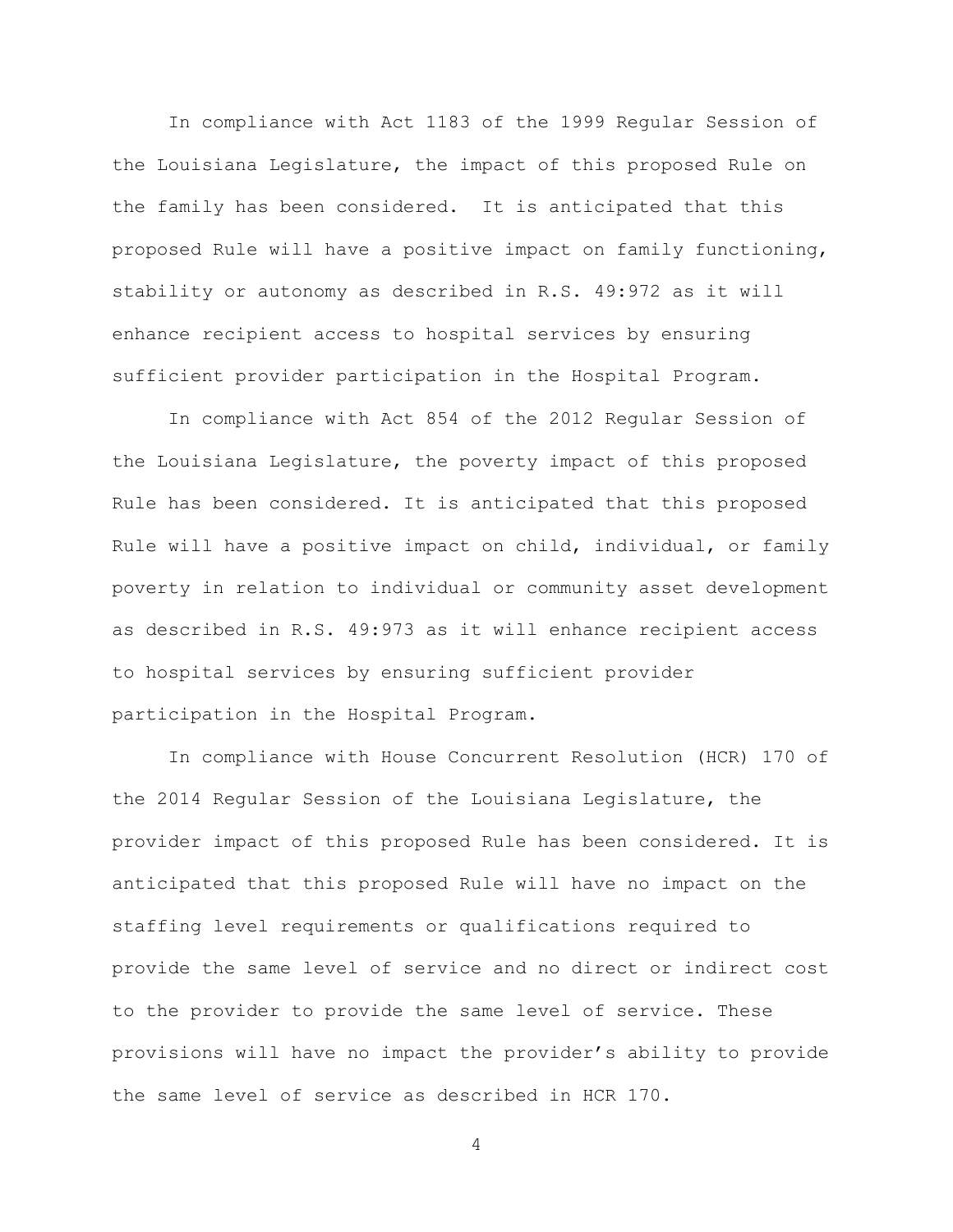In compliance with Act 1183 of the 1999 Regular Session of the Louisiana Legislature, the impact of this proposed Rule on the family has been considered. It is anticipated that this proposed Rule will have a positive impact on family functioning, stability or autonomy as described in R.S. 49:972 as it will enhance recipient access to hospital services by ensuring sufficient provider participation in the Hospital Program.

In compliance with Act 854 of the 2012 Regular Session of the Louisiana Legislature, the poverty impact of this proposed Rule has been considered. It is anticipated that this proposed Rule will have a positive impact on child, individual, or family poverty in relation to individual or community asset development as described in R.S. 49:973 as it will enhance recipient access to hospital services by ensuring sufficient provider participation in the Hospital Program.

In compliance with House Concurrent Resolution (HCR) 170 of the 2014 Regular Session of the Louisiana Legislature, the provider impact of this proposed Rule has been considered. It is anticipated that this proposed Rule will have no impact on the staffing level requirements or qualifications required to provide the same level of service and no direct or indirect cost to the provider to provide the same level of service. These provisions will have no impact the provider's ability to provide the same level of service as described in HCR 170.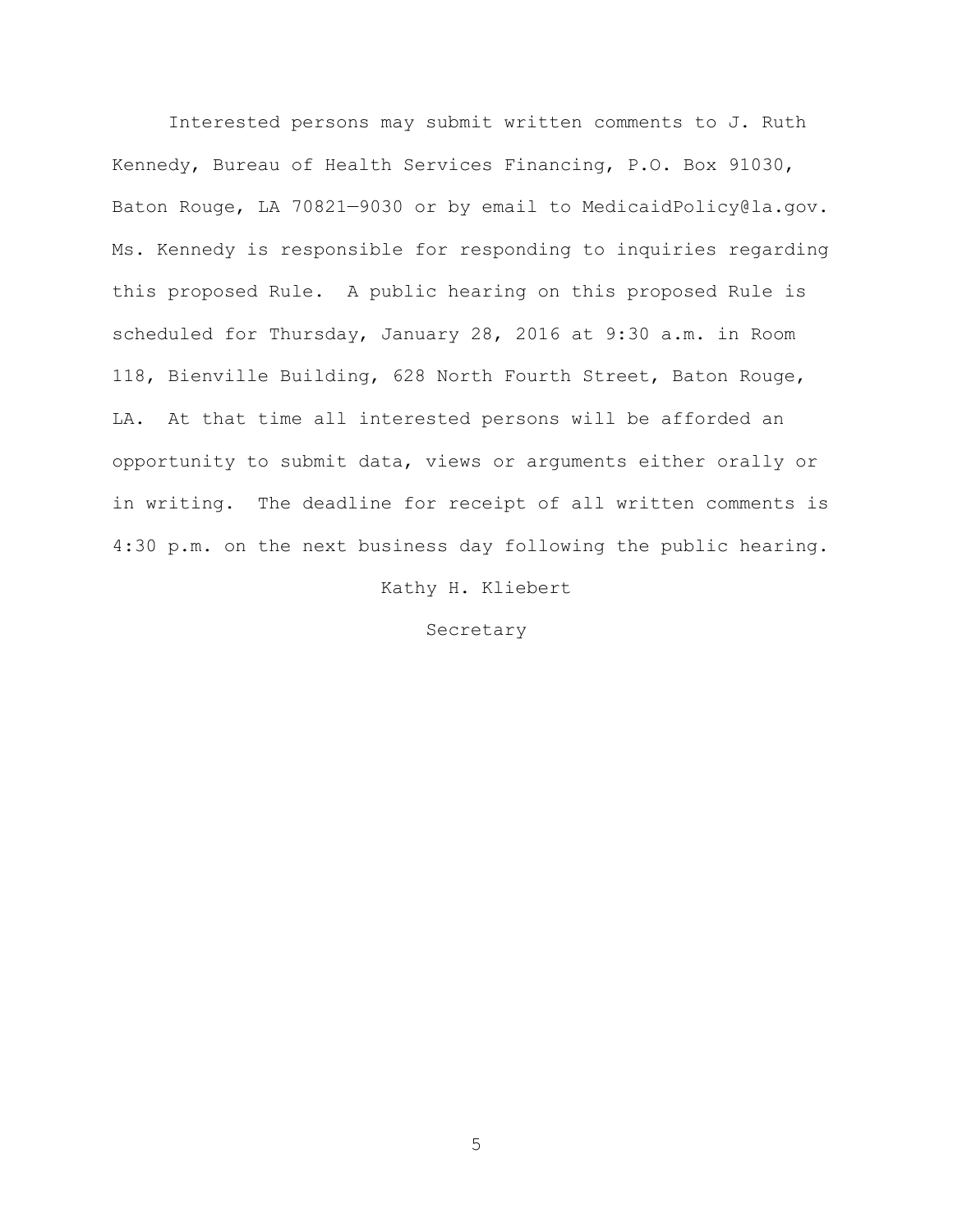Interested persons may submit written comments to J. Ruth Kennedy, Bureau of Health Services Financing, P.O. Box 91030, Baton Rouge, LA 70821—9030 or by email to MedicaidPolicy@la.gov. Ms. Kennedy is responsible for responding to inquiries regarding this proposed Rule. A public hearing on this proposed Rule is scheduled for Thursday, January 28, 2016 at 9:30 a.m. in Room 118, Bienville Building, 628 North Fourth Street, Baton Rouge, LA. At that time all interested persons will be afforded an opportunity to submit data, views or arguments either orally or in writing. The deadline for receipt of all written comments is 4:30 p.m. on the next business day following the public hearing.

Kathy H. Kliebert

Secretary